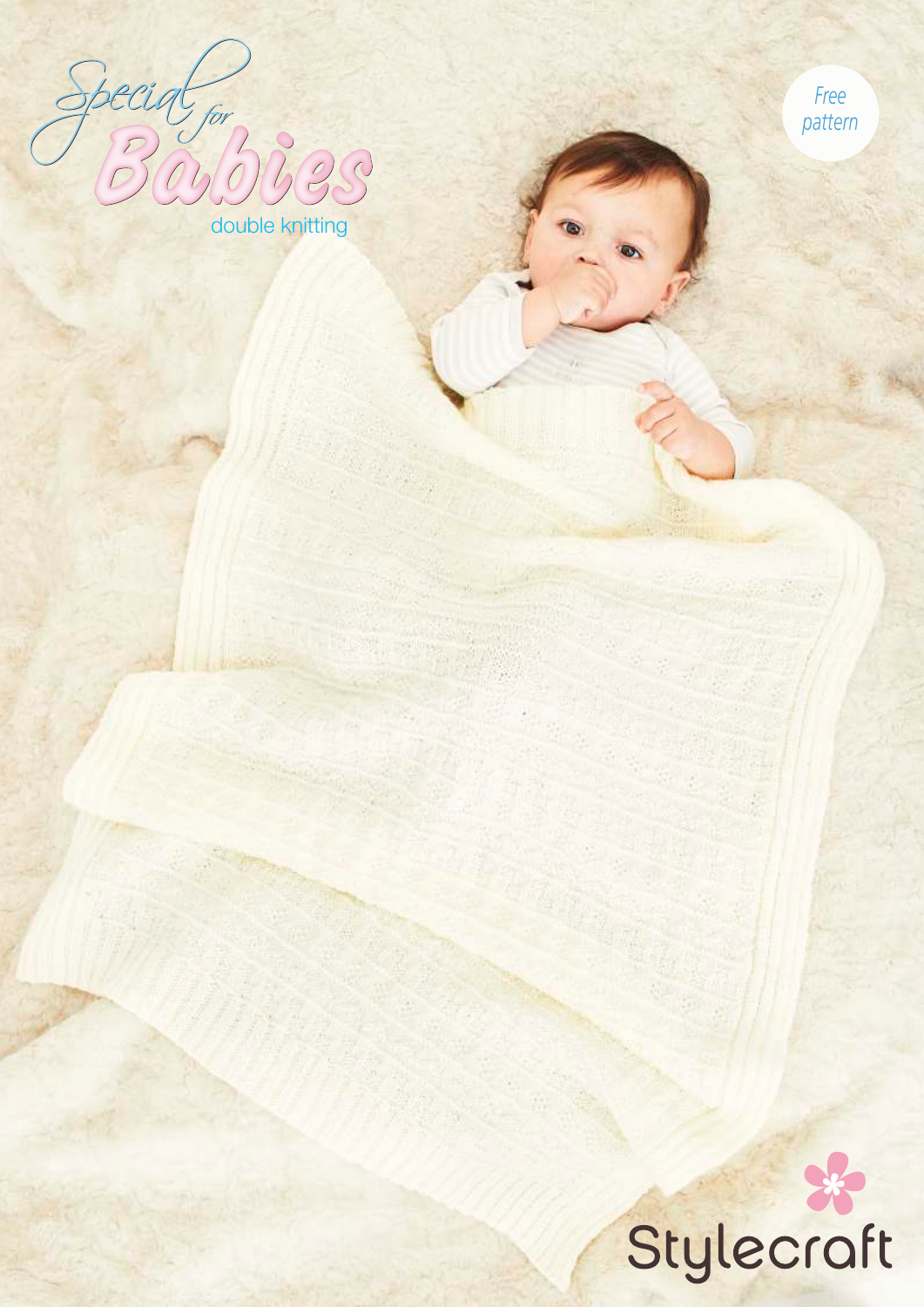# Special for Babies

double knitting

Free pattern

Stylecraft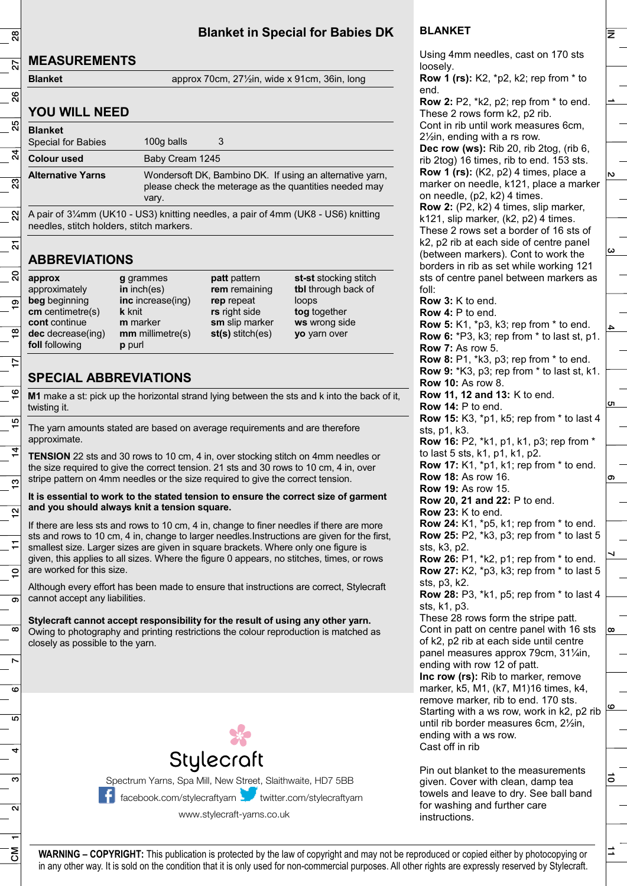# Blanket in Special for Babies DK

## MEASUREMENTS

| | |
|---|---|
| **Blanket** | approx 70cm, 27½in, wide x 91cm, 36in, long |

## YOU WILL NEED

| | | |
|---|---|---|
| **Blanket** | | |
| Special for Babies | 100g balls | 3 |
| **Colour used** | Baby Cream 1245 | |
| **Alternative Yarns** | Wondersoft DK, Bambino DK. If using an alternative yarn, please check the meterage as the quantities needed may vary. | |

A pair of 3¼mm (UK10 - US3) knitting needles, a pair of 4mm (UK8 - US6) knitting needles, stitch holders, stitch markers.

## ABBREVIATIONS

| | | | |
|---|---|---|---|
| **approx** approximately | **g** grammes | **patt** pattern | **st-st** stocking stitch |
| **beg** beginning | **in** inch(es) | **rem** remaining | **tbl** through back of loops |
| **cm** centimetre(s) | **inc** increase(ing) | **rep** repeat | **tog** together |
| **cont** continue | **k** knit | **rs** right side | **ws** wrong side |
| **dec** decrease(ing) | **m** marker | **sm** slip marker | **yo** yarn over |
| **foll** following | **mm** millimetre(s) | **st(s)** stitch(es) | |
| | **p** purl | | |

## SPECIAL ABBREVIATIONS

**M1** make a st: pick up the horizontal strand lying between the sts and k into the back of it, twisting it.

The yarn amounts stated are based on average requirements and are therefore approximate.

**TENSION** 22 sts and 30 rows to 10 cm, 4 in, over stocking stitch on 4mm needles or the size required to give the correct tension. 21 sts and 30 rows to 10 cm, 4 in, over stripe pattern on 4mm needles or the size required to give the correct tension.

**It is essential to work to the stated tension to ensure the correct size of garment and you should always knit a tension square.**

If there are less sts and rows to 10 cm, 4 in, change to finer needles if there are more sts and rows to 10 cm, 4 in, change to larger needles.Instructions are given for the first, smallest size. Larger sizes are given in square brackets. Where only one figure is given, this applies to all sizes. Where the figure 0 appears, no stitches, times, or rows are worked for this size.

Although every effort has been made to ensure that instructions are correct, Stylecraft cannot accept any liabilities.

**Stylecraft cannot accept responsibility for the result of using any other yarn.** Owing to photography and printing restrictions the colour reproduction is matched as closely as possible to the yarn.

Stylecraft

Spectrum Yarns, Spa Mill, New Street, Slaithwaite, HD7 5BB

facebook.com/stylecraftyarn twitter.com/stylecraftyarn

www.stylecraft-yarns.co.uk

## BLANKET

Using 4mm needles, cast on 170 sts loosely.

**Row 1 (rs):** K2, *p2, k2; rep from * to end.

**Row 2:** P2, *k2, p2; rep from * to end.

These 2 rows form k2, p2 rib.

Cont in rib until work measures 6cm, 2½in, ending with a rs row.

**Dec row (ws):** Rib 20, rib 2tog, (rib 6, rib 2tog) 16 times, rib to end. 153 sts.

**Row 1 (rs):** (K2, p2) 4 times, place a marker on needle, k121, place a marker on needle, (p2, k2) 4 times.

**Row 2:** (P2, k2) 4 times, slip marker, k121, slip marker, (k2, p2) 4 times.

These 2 rows set a border of 16 sts of k2, p2 rib at each side of centre panel (between markers). Cont to work the borders in rib as set while working 121 sts of centre panel between markers as foll:

**Row 3:** K to end.

**Row 4:** P to end.

**Row 5:** K1, *p3, k3; rep from * to end.

**Row 6:** *P3, k3; rep from * to last st, p1.

**Row 7:** As row 5.

**Row 8:** P1, *k3, p3; rep from * to end.

**Row 9:** *K3, p3; rep from * to last st, k1.

**Row 10:** As row 8.

**Row 11, 12 and 13:** K to end.

**Row 14:** P to end.

**Row 15:** K3, *p1, k5; rep from * to last 4 sts, p1, k3.

**Row 16:** P2, *k1, p1, k1, p3; rep from * to last 5 sts, k1, p1, k1, p2.

**Row 17:** K1, *p1, k1; rep from * to end.

**Row 18:** As row 16.

**Row 19:** As row 15.

**Row 20, 21 and 22:** P to end.

**Row 23:** K to end.

**Row 24:** K1, *p5, k1; rep from * to end.

**Row 25:** P2, *k3, p3; rep from * to last 5 sts, k3, p2.

**Row 26:** P1, *k2, p1; rep from * to end.

**Row 27:** K2, *p3, k3; rep from * to last 5 sts, p3, k2.

**Row 28:** P3, *k1, p5; rep from * to last 4 sts, k1, p3.

These 28 rows form the stripe patt.

Cont in patt on centre panel with 16 sts of k2, p2 rib at each side until centre panel measures approx 79cm, 31¼in, ending with row 12 of patt.

**Inc row (rs):** Rib to marker, remove marker, k5, M1, (k7, M1)16 times, k4, remove marker, rib to end. 170 sts.

Starting with a ws row, work in k2, p2 rib until rib border measures 6cm, 2½in, ending with a ws row.

Cast off in rib

Pin out blanket to the measurements given. Cover with clean, damp tea towels and leave to dry. See ball band for washing and further care instructions.

**WARNING – COPYRIGHT:** This publication is protected by the law of copyright and may not be reproduced or copied either by photocopying or in any other way. It is sold on the condition that it is only used for non-commercial purposes. All other rights are expressly reserved by Stylecraft.